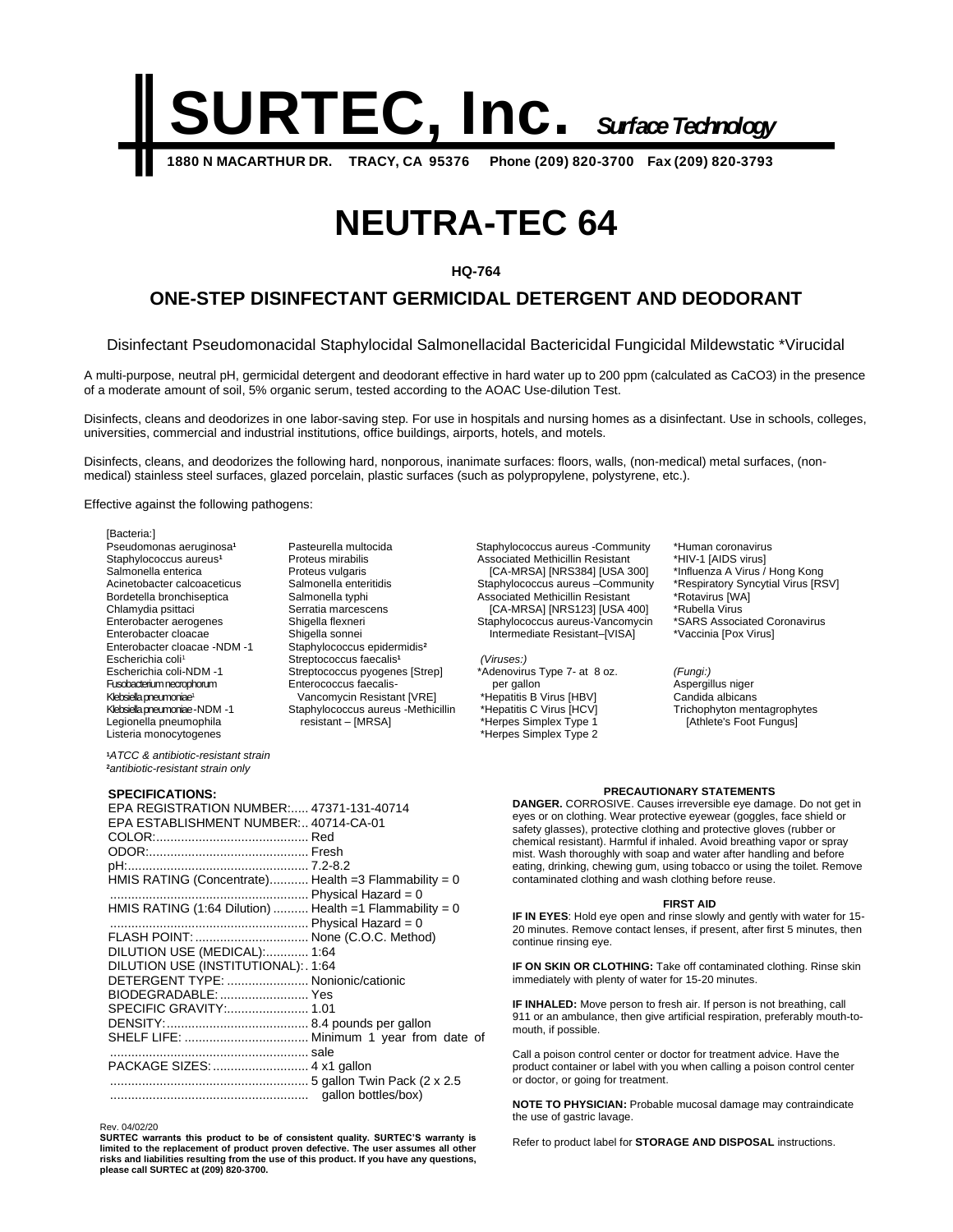# SURTEC, Inc. *Surface Technology*

**1880 N MACARTHUR DR. TRACY, CA 95376 Phone (209) 820-3700 Fax (209) 820-3793**

# NEUTRA-TEC 64

**HQ-764**

## ONE-STEP DISINFECTANT GERMICIDAL DETERGENT AND DEODORANT

Disinfectant Pseudomonacidal Staphylocidal Salmonellacidal Bactericidal Fungicidal Mildewstatic *Virucidal

A multi-purpose, neutral pH, germicidal detergent and deodorant effective in hard water up to 200 ppm (calculated as $CaCO_3$) in the presence of a moderate amount of soil, 5% organic serum, tested according to the AOAC Use-dilution Test.

Disinfects, cleans and deodorizes in one labor-saving step. For use in hospitals and nursing homes as a disinfectant. Use in schools, colleges, universities, commercial and industrial institutions, office buildings, airports, hotels, and motels.

Disinfects, cleans, and deodorizes the following hard, nonporous, inanimate surfaces: floors, walls, (non-medical) metal surfaces, (non-medical) stainless steel surfaces, glazed porcelain, plastic surfaces (such as polypropylene, polystyrene, etc.).

Effective against the following pathogens:

[Bacteria:]
Pseudomonas aeruginosa[1]
Staphylococcus aureus[1]
Salmonella enterica
Acinetobacter calcoaceticus
Bordetella bronchiseptica
Chlamydia psittaci
Enterobacter aerogenes
Enterobacter cloacae
Enterobacter cloacae -NDM -1
Escherichia coli[1]
Escherichia coli-NDM -1
Fusobacterium necrophorum
Klebsiella pneumoniae[1]
Klebsiella pneumoniae -NDM -1
Legionella pneumophila
Listeria monocytogenes
Pasteurella multocida
Proteus mirabilis
Proteus vulgaris
Salmonella enteritidis
Salmonella typhi
Serratia marcescens
Shigella flexneri
Shigella sonnei
Staphylococcus epidermidis[2]
Streptococcus faecalis[1]
Streptococcus pyogenes [Strep]
Enterococcus faecalis-Vancomycin Resistant [VRE]
Staphylococcus aureus -Methicillin resistant – [MRSA]
Staphylococcus aureus -Community Associated Methicillin Resistant [CA-MRSA] [NRS384] [USA 300]
Staphylococcus aureus –Community Associated Methicillin Resistant [CA-MRSA] [NRS123] [USA 400]
Staphylococcus aureus-Vancomycin Intermediate Resistant–[VISA]

*(Viruses:)*
*Adenovirus Type 7- at 8 oz. per gallon
*Hepatitis B Virus [HBV]
*Hepatitis C Virus [HCV]
*Herpes Simplex Type 1
*Herpes Simplex Type 2
*Human coronavirus
*HIV-1 [AIDS virus]
*Influenza A Virus / Hong Kong
*Respiratory Syncytial Virus [RSV]
*Rotavirus [WA]
*Rubella Virus
*SARS Associated Coronavirus
*Vaccinia [Pox Virus]

*(Fungi:)*
Aspergillus niger
Candida albicans
Trichophyton mentagrophytes [Athlete's Foot Fungus]

[1]*ATCC & antibiotic-resistant strain*
[2]*antibiotic-resistant strain only*

**SPECIFICATIONS:**

| | |
|---|---|
| EPA REGISTRATION NUMBER: | 47371-131-40714 |
| EPA ESTABLISHMENT NUMBER: | 40714-CA-01 |
| COLOR: | Red |
| ODOR: | Fresh |
| pH: | 7.2-8.2 |
| HMIS RATING (Concentrate) | Health =3 Flammability = 0 Physical Hazard = 0 |
| HMIS RATING (1:64 Dilution) | Health =1 Flammability = 0 Physical Hazard = 0 |
| FLASH POINT: | None (C.O.C. Method) |
| DILUTION USE (MEDICAL): | 1:64 |
| DILUTION USE (INSTITUTIONAL): | 1:64 |
| DETERGENT TYPE: | Nonionic/cationic |
| BIODEGRADABLE: | Yes |
| SPECIFIC GRAVITY: | 1.01 |
| DENSITY: | 8.4 pounds per gallon |
| SHELF LIFE: | Minimum 1 year from date of sale |
| PACKAGE SIZES: | 4 x1 gallon; 5 gallon Twin Pack (2 x 2.5 gallon bottles/box) |

**PRECAUTIONARY STATEMENTS**

**DANGER.** CORROSIVE. Causes irreversible eye damage. Do not get in eyes or on clothing. Wear protective eyewear (goggles, face shield or safety glasses), protective clothing and protective gloves (rubber or chemical resistant). Harmful if inhaled. Avoid breathing vapor or spray mist. Wash thoroughly with soap and water after handling and before eating, drinking, chewing gum, using tobacco or using the toilet. Remove contaminated clothing and wash clothing before reuse.

**FIRST AID**

**IF IN EYES**: Hold eye open and rinse slowly and gently with water for 15-20 minutes. Remove contact lenses, if present, after first 5 minutes, then continue rinsing eye.

**IF ON SKIN OR CLOTHING:** Take off contaminated clothing. Rinse skin immediately with plenty of water for 15-20 minutes.

**IF INHALED:** Move person to fresh air. If person is not breathing, call 911 or an ambulance, then give artificial respiration, preferably mouth-to-mouth, if possible.

Call a poison control center or doctor for treatment advice. Have the product container or label with you when calling a poison control center or doctor, or going for treatment.

**NOTE TO PHYSICIAN:** Probable mucosal damage may contraindicate the use of gastric lavage.

Refer to product label for **STORAGE AND DISPOSAL** instructions.

Rev. 04/02/20

**SURTEC warrants this product to be of consistent quality. SURTEC'S warranty is limited to the replacement of product proven defective. The user assumes all other risks and liabilities resulting from the use of this product. If you have any questions, please call SURTEC at (209) 820-3700.**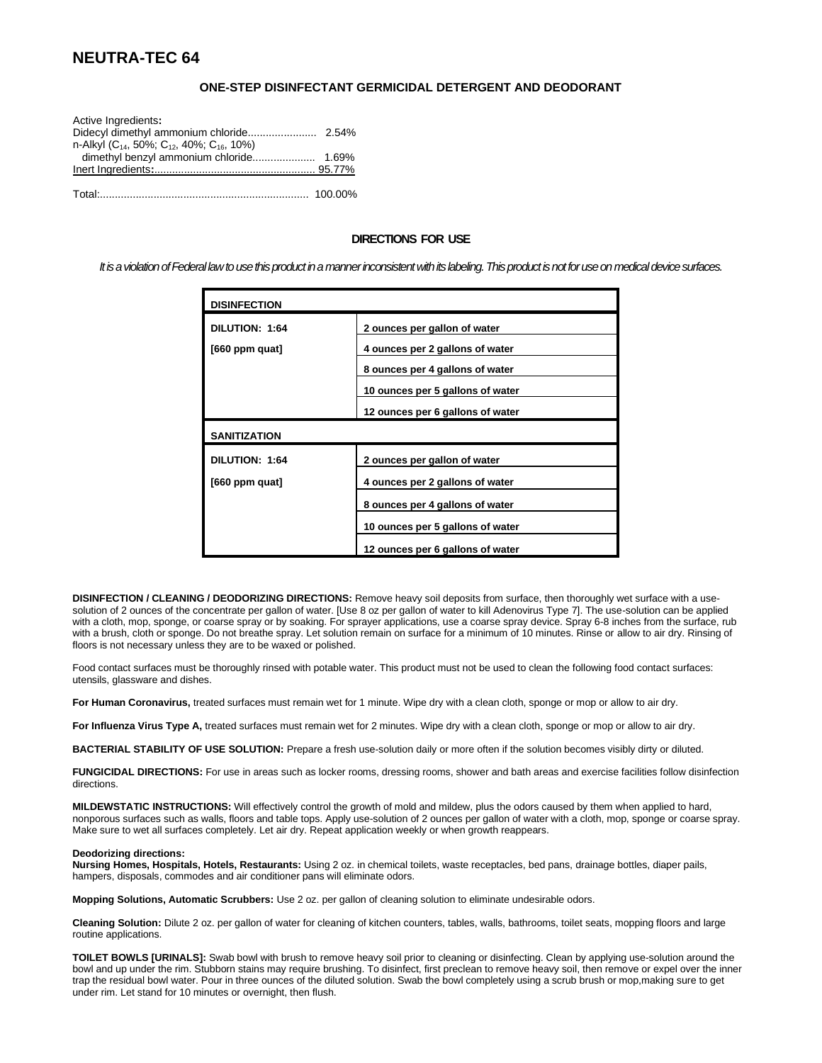# NEUTRA-TEC 64

### ONE-STEP DISINFECTANT GERMICIDAL DETERGENT AND DEODORANT

Active Ingredients**:**
Didecyl dimethyl ammonium chloride...................... 2.54%
n-Alkyl ($C_{14}$, 50%; $C_{12}$, 40%; $C_{16}$, 10%)
  dimethyl benzyl ammonium chloride.................... 1.69%
Inert Ingredients**:**.................................................... 95.77%

Total:...................................................................... 100.00%

### DIRECTIONS FOR USE

*It is a violation of Federal law to use this product in a manner inconsistent with its labeling. This product is not for use on medical device surfaces.*

| **DISINFECTION** | |
|---|---|
| **DILUTION: 1:64** | **2 ounces per gallon of water** |
| **[660 ppm quat]** | **4 ounces per 2 gallons of water** |
| | **8 ounces per 4 gallons of water** |
| | **10 ounces per 5 gallons of water** |
| | **12 ounces per 6 gallons of water** |
| **SANITIZATION** | |
| **DILUTION: 1:64** | **2 ounces per gallon of water** |
| **[660 ppm quat]** | **4 ounces per 2 gallons of water** |
| | **8 ounces per 4 gallons of water** |
| | **10 ounces per 5 gallons of water** |
| | **12 ounces per 6 gallons of water** |

**DISINFECTION / CLEANING / DEODORIZING DIRECTIONS:** Remove heavy soil deposits from surface, then thoroughly wet surface with a use-solution of 2 ounces of the concentrate per gallon of water. [Use 8 oz per gallon of water to kill Adenovirus Type 7]. The use-solution can be applied with a cloth, mop, sponge, or coarse spray or by soaking. For sprayer applications, use a coarse spray device. Spray 6-8 inches from the surface, rub with a brush, cloth or sponge. Do not breathe spray. Let solution remain on surface for a minimum of 10 minutes. Rinse or allow to air dry. Rinsing of floors is not necessary unless they are to be waxed or polished.

Food contact surfaces must be thoroughly rinsed with potable water. This product must not be used to clean the following food contact surfaces: utensils, glassware and dishes.

**For Human Coronavirus,** treated surfaces must remain wet for 1 minute. Wipe dry with a clean cloth, sponge or mop or allow to air dry.

**For Influenza Virus Type A,** treated surfaces must remain wet for 2 minutes. Wipe dry with a clean cloth, sponge or mop or allow to air dry.

**BACTERIAL STABILITY OF USE SOLUTION:** Prepare a fresh use-solution daily or more often if the solution becomes visibly dirty or diluted.

**FUNGICIDAL DIRECTIONS:** For use in areas such as locker rooms, dressing rooms, shower and bath areas and exercise facilities follow disinfection directions.

**MILDEWSTATIC INSTRUCTIONS:** Will effectively control the growth of mold and mildew, plus the odors caused by them when applied to hard, nonporous surfaces such as walls, floors and table tops. Apply use-solution of 2 ounces per gallon of water with a cloth, mop, sponge or coarse spray. Make sure to wet all surfaces completely. Let air dry. Repeat application weekly or when growth reappears.

**Deodorizing directions:**
**Nursing Homes, Hospitals, Hotels, Restaurants:** Using 2 oz. in chemical toilets, waste receptacles, bed pans, drainage bottles, diaper pails, hampers, disposals, commodes and air conditioner pans will eliminate odors.

**Mopping Solutions, Automatic Scrubbers:** Use 2 oz. per gallon of cleaning solution to eliminate undesirable odors.

**Cleaning Solution:** Dilute 2 oz. per gallon of water for cleaning of kitchen counters, tables, walls, bathrooms, toilet seats, mopping floors and large routine applications.

**TOILET BOWLS [URINALS]:** Swab bowl with brush to remove heavy soil prior to cleaning or disinfecting. Clean by applying use-solution around the bowl and up under the rim. Stubborn stains may require brushing. To disinfect, first preclean to remove heavy soil, then remove or expel over the inner trap the residual bowl water. Pour in three ounces of the diluted solution. Swab the bowl completely using a scrub brush or mop,making sure to get under rim. Let stand for 10 minutes or overnight, then flush.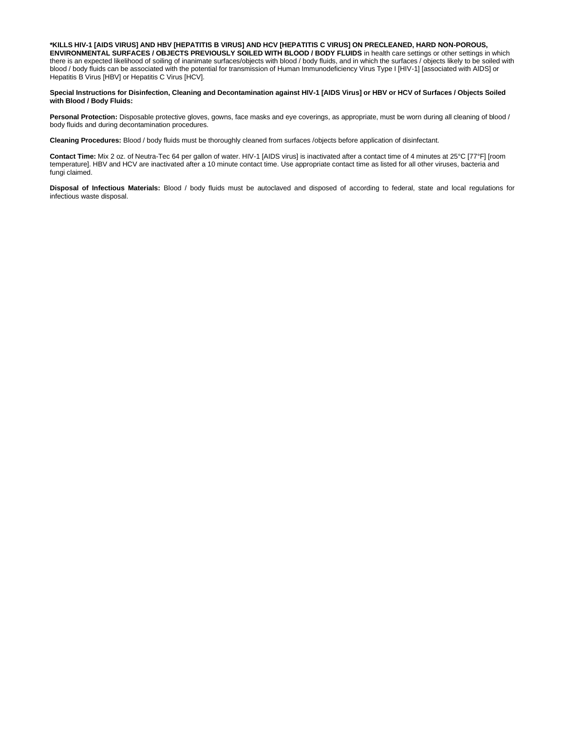**\*KILLS HIV-1 [AIDS VIRUS] AND HBV [HEPATITIS B VIRUS] AND HCV [HEPATITIS C VIRUS] ON PRECLEANED, HARD NON-POROUS, ENVIRONMENTAL SURFACES / OBJECTS PREVIOUSLY SOILED WITH BLOOD / BODY FLUIDS** in health care settings or other settings in which there is an expected likelihood of soiling of inanimate surfaces/objects with blood / body fluids, and in which the surfaces / objects likely to be soiled with blood / body fluids can be associated with the potential for transmission of Human Immunodeficiency Virus Type I [HIV-1] [associated with AIDS] or Hepatitis B Virus [HBV] or Hepatitis C Virus [HCV].

**Special Instructions for Disinfection, Cleaning and Decontamination against HIV-1 [AIDS Virus] or HBV or HCV of Surfaces / Objects Soiled with Blood / Body Fluids:**

**Personal Protection:** Disposable protective gloves, gowns, face masks and eye coverings, as appropriate, must be worn during all cleaning of blood / body fluids and during decontamination procedures.

**Cleaning Procedures:** Blood / body fluids must be thoroughly cleaned from surfaces /objects before application of disinfectant.

**Contact Time:** Mix 2 oz. of Neutra-Tec 64 per gallon of water. HIV-1 [AIDS virus] is inactivated after a contact time of 4 minutes at 25°C [77°F] [room temperature]. HBV and HCV are inactivated after a 10 minute contact time. Use appropriate contact time as listed for all other viruses, bacteria and fungi claimed.

**Disposal of Infectious Materials:** Blood / body fluids must be autoclaved and disposed of according to federal, state and local regulations for infectious waste disposal.